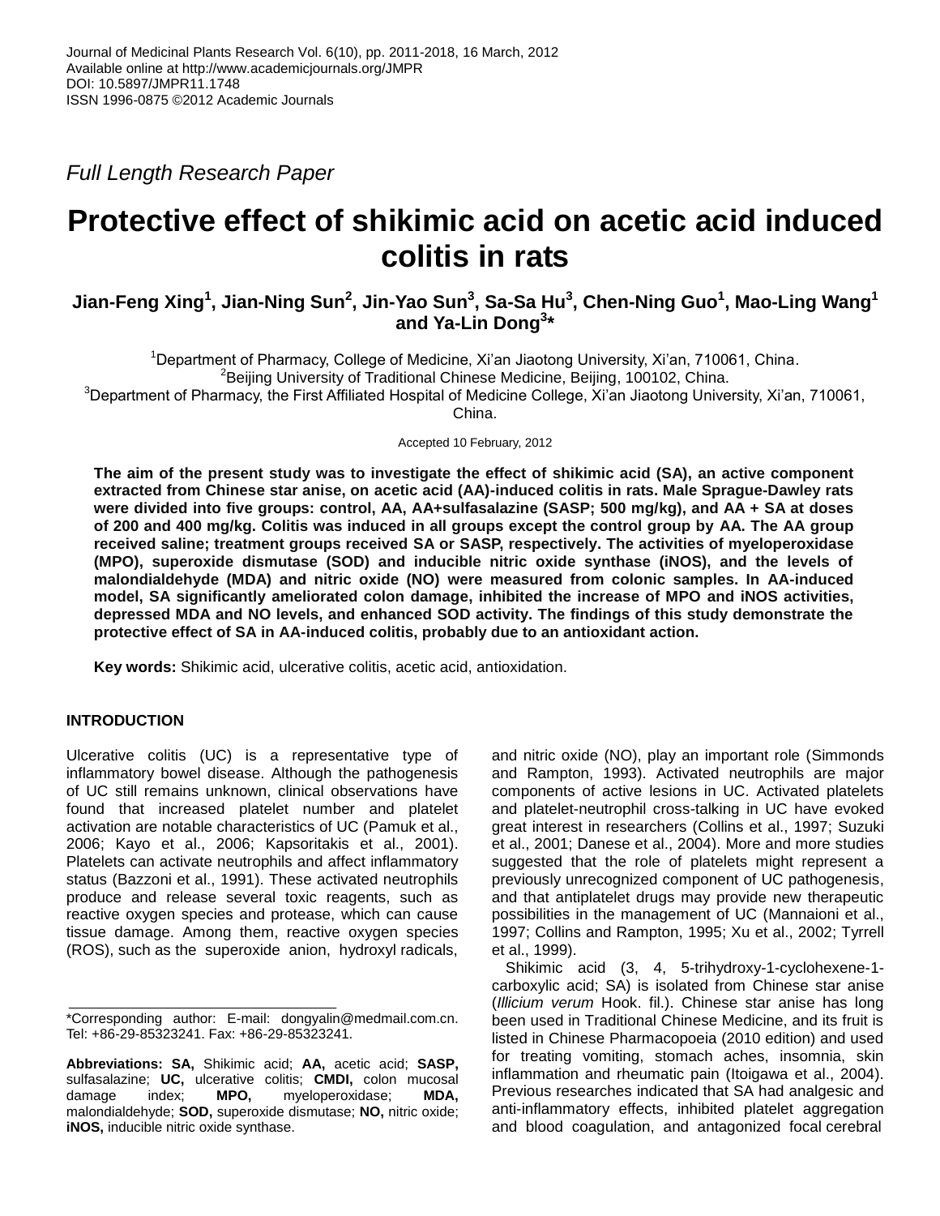Journal of Medicinal Plants Research Vol. 6(10), pp. 2011-2018, 16 March, 2012
Available online at http://www.academicjournals.org/JMPR
DOI: 10.5897/JMPR11.1748
ISSN 1996-0875 ©2012 Academic Journals

*Full Length Research Paper*

# Protective effect of shikimic acid on acetic acid induced colitis in rats

**Jian-Feng Xing[1], Jian-Ning Sun[2], Jin-Yao Sun[3], Sa-Sa Hu[3], Chen-Ning Guo[1], Mao-Ling Wang[1] and Ya-Lin Dong[3]***

[1]Department of Pharmacy, College of Medicine, Xi'an Jiaotong University, Xi'an, 710061, China.
[2]Beijing University of Traditional Chinese Medicine, Beijing, 100102, China.
[3]Department of Pharmacy, the First Affiliated Hospital of Medicine College, Xi'an Jiaotong University, Xi'an, 710061, China.

Accepted 10 February, 2012

**The aim of the present study was to investigate the effect of shikimic acid (SA), an active component extracted from Chinese star anise, on acetic acid (AA)-induced colitis in rats. Male Sprague-Dawley rats were divided into five groups: control, AA, AA+sulfasalazine (SASP; 500 mg/kg), and AA + SA at doses of 200 and 400 mg/kg. Colitis was induced in all groups except the control group by AA. The AA group received saline; treatment groups received SA or SASP, respectively. The activities of myeloperoxidase (MPO), superoxide dismutase (SOD) and inducible nitric oxide synthase (iNOS), and the levels of malondialdehyde (MDA) and nitric oxide (NO) were measured from colonic samples. In AA-induced model, SA significantly ameliorated colon damage, inhibited the increase of MPO and iNOS activities, depressed MDA and NO levels, and enhanced SOD activity. The findings of this study demonstrate the protective effect of SA in AA-induced colitis, probably due to an antioxidant action.**

**Key words:** Shikimic acid, ulcerative colitis, acetic acid, antioxidation.

## INTRODUCTION

Ulcerative colitis (UC) is a representative type of inflammatory bowel disease. Although the pathogenesis of UC still remains unknown, clinical observations have found that increased platelet number and platelet activation are notable characteristics of UC (Pamuk et al., 2006; Kayo et al., 2006; Kapsoritakis et al., 2001). Platelets can activate neutrophils and affect inflammatory status (Bazzoni et al., 1991). These activated neutrophils produce and release several toxic reagents, such as reactive oxygen species and protease, which can cause tissue damage. Among them, reactive oxygen species (ROS), such as the superoxide anion, hydroxyl radicals, and nitric oxide (NO), play an important role (Simmonds and Rampton, 1993). Activated neutrophils are major components of active lesions in UC. Activated platelets and platelet-neutrophil cross-talking in UC have evoked great interest in researchers (Collins et al., 1997; Suzuki et al., 2001; Danese et al., 2004). More and more studies suggested that the role of platelets might represent a previously unrecognized component of UC pathogenesis, and that antiplatelet drugs may provide new therapeutic possibilities in the management of UC (Mannaioni et al., 1997; Collins and Rampton, 1995; Xu et al., 2002; Tyrrell et al., 1999).

Shikimic acid (3, 4, 5-trihydroxy-1-cyclohexene-1-carboxylic acid; SA) is isolated from Chinese star anise (*Illicium verum* Hook. fil.). Chinese star anise has long been used in Traditional Chinese Medicine, and its fruit is listed in Chinese Pharmacopoeia (2010 edition) and used for treating vomiting, stomach aches, insomnia, skin inflammation and rheumatic pain (Itoigawa et al., 2004). Previous researches indicated that SA had analgesic and anti-inflammatory effects, inhibited platelet aggregation and blood coagulation, and antagonized focal cerebral

*Corresponding author: E-mail: dongyalin@medmail.com.cn. Tel: +86-29-85323241. Fax: +86-29-85323241.

**Abbreviations: SA,** Shikimic acid; **AA,** acetic acid; **SASP,** sulfasalazine; **UC,** ulcerative colitis; **CMDI,** colon mucosal damage index; **MPO,** myeloperoxidase; **MDA,** malondialdehyde; **SOD,** superoxide dismutase; **NO,** nitric oxide; **iNOS,** inducible nitric oxide synthase.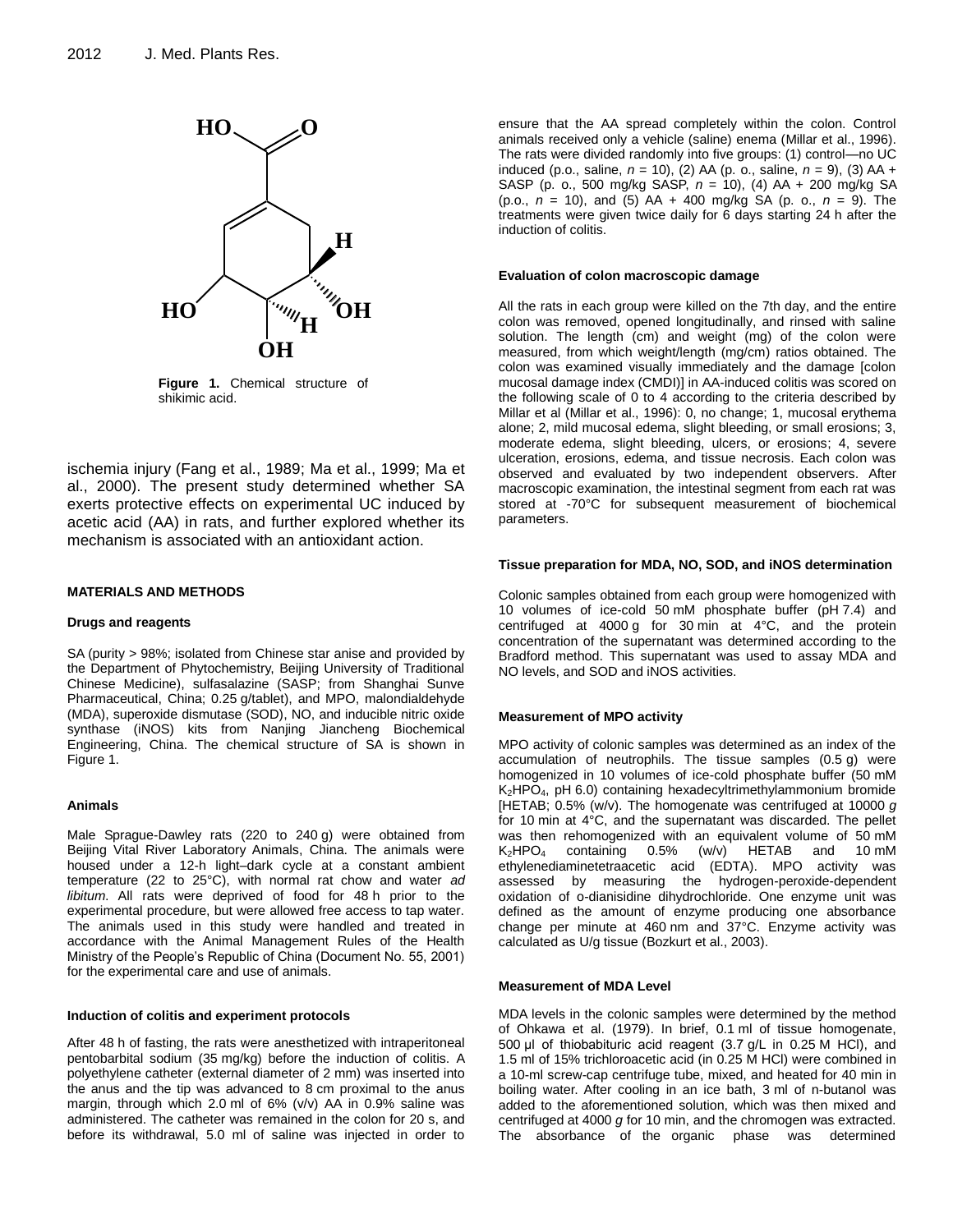**Figure 1.** Chemical structure of shikimic acid.

ischemia injury (Fang et al., 1989; Ma et al., 1999; Ma et al., 2000). The present study determined whether SA exerts protective effects on experimental UC induced by acetic acid (AA) in rats, and further explored whether its mechanism is associated with an antioxidant action.

## MATERIALS AND METHODS

### Drugs and reagents

SA (purity > 98%; isolated from Chinese star anise and provided by the Department of Phytochemistry, Beijing University of Traditional Chinese Medicine), sulfasalazine (SASP; from Shanghai Sunve Pharmaceutical, China; 0.25 g/tablet), and MPO, malondialdehyde (MDA), superoxide dismutase (SOD), NO, and inducible nitric oxide synthase (iNOS) kits from Nanjing Jiancheng Biochemical Engineering, China. The chemical structure of SA is shown in Figure 1.

### Animals

Male Sprague-Dawley rats (220 to 240 g) were obtained from Beijing Vital River Laboratory Animals, China. The animals were housed under a 12-h light–dark cycle at a constant ambient temperature (22 to 25°C), with normal rat chow and water *ad libitum*. All rats were deprived of food for 48 h prior to the experimental procedure, but were allowed free access to tap water. The animals used in this study were handled and treated in accordance with the Animal Management Rules of the Health Ministry of the People's Republic of China (Document No. 55, 2001) for the experimental care and use of animals.

### Induction of colitis and experiment protocols

After 48 h of fasting, the rats were anesthetized with intraperitoneal pentobarbital sodium (35 mg/kg) before the induction of colitis. A polyethylene catheter (external diameter of 2 mm) was inserted into the anus and the tip was advanced to 8 cm proximal to the anus margin, through which 2.0 ml of 6% (v/v) AA in 0.9% saline was administered. The catheter was remained in the colon for 20 s, and before its withdrawal, 5.0 ml of saline was injected in order to ensure that the AA spread completely within the colon. Control animals received only a vehicle (saline) enema (Millar et al., 1996). The rats were divided randomly into five groups: (1) control—no UC induced (p.o., saline, $n = 10$), (2) AA (p. o., saline, $n = 9$), (3) AA + SASP (p. o., 500 mg/kg SASP, $n = 10$), (4) AA + 200 mg/kg SA (p.o., $n = 10$), and (5) AA + 400 mg/kg SA (p. o., $n = 9$). The treatments were given twice daily for 6 days starting 24 h after the induction of colitis.

### Evaluation of colon macroscopic damage

All the rats in each group were killed on the 7th day, and the entire colon was removed, opened longitudinally, and rinsed with saline solution. The length (cm) and weight (mg) of the colon were measured, from which weight/length (mg/cm) ratios obtained. The colon was examined visually immediately and the damage [colon mucosal damage index (CMDI)] in AA-induced colitis was scored on the following scale of 0 to 4 according to the criteria described by Millar et al (Millar et al., 1996): 0, no change; 1, mucosal erythema alone; 2, mild mucosal edema, slight bleeding, or small erosions; 3, moderate edema, slight bleeding, ulcers, or erosions; 4, severe ulceration, erosions, edema, and tissue necrosis. Each colon was observed and evaluated by two independent observers. After macroscopic examination, the intestinal segment from each rat was stored at -70°C for subsequent measurement of biochemical parameters.

### Tissue preparation for MDA, NO, SOD, and iNOS determination

Colonic samples obtained from each group were homogenized with 10 volumes of ice-cold 50 mM phosphate buffer (pH 7.4) and centrifuged at 4000 g for 30 min at 4°C, and the protein concentration of the supernatant was determined according to the Bradford method. This supernatant was used to assay MDA and NO levels, and SOD and iNOS activities.

### Measurement of MPO activity

MPO activity of colonic samples was determined as an index of the accumulation of neutrophils. The tissue samples (0.5 g) were homogenized in 10 volumes of ice-cold phosphate buffer (50 mM $K_2HPO_4$, pH 6.0) containing hexadecyltrimethylammonium bromide [HETAB; 0.5% (w/v). The homogenate was centrifuged at 10000 *g* for 10 min at 4°C, and the supernatant was discarded. The pellet was then rehomogenized with an equivalent volume of 50 mM $K_2HPO_4$ containing 0.5% (w/v) HETAB and 10 mM ethylenediaminetetraacetic acid (EDTA). MPO activity was assessed by measuring the hydrogen-peroxide-dependent oxidation of o-dianisidine dihydrochloride. One enzyme unit was defined as the amount of enzyme producing one absorbance change per minute at 460 nm and 37°C. Enzyme activity was calculated as U/g tissue (Bozkurt et al., 2003).

### Measurement of MDA Level

MDA levels in the colonic samples were determined by the method of Ohkawa et al. (1979). In brief, 0.1 ml of tissue homogenate, 500 µl of thiobabituric acid reagent (3.7 g/L in 0.25 M HCl), and 1.5 ml of 15% trichloroacetic acid (in 0.25 M HCl) were combined in a 10-ml screw-cap centrifuge tube, mixed, and heated for 40 min in boiling water. After cooling in an ice bath, 3 ml of n-butanol was added to the aforementioned solution, which was then mixed and centrifuged at 4000 *g* for 10 min, and the chromogen was extracted. The absorbance of the organic phase was determined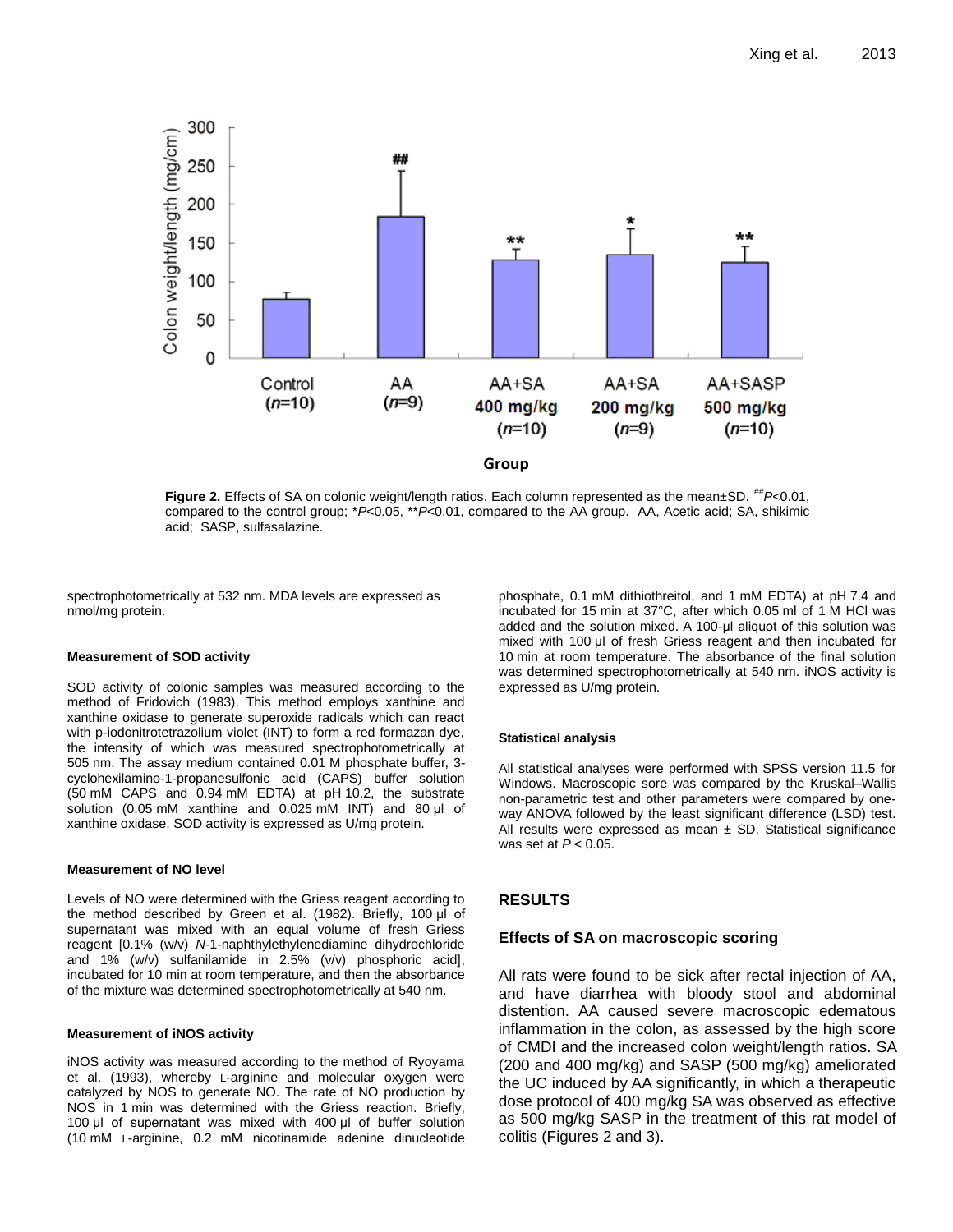**Figure 2.** Effects of SA on colonic weight/length ratios. Each column represented as the mean±SD. ##*P*<0.01, compared to the control group; **P*<0.05, ***P*<0.01, compared to the AA group. AA, Acetic acid; SA, shikimic acid; SASP, sulfasalazine.

spectrophotometrically at 532 nm. MDA levels are expressed as nmol/mg protein.

#### Measurement of SOD activity

SOD activity of colonic samples was measured according to the method of Fridovich (1983). This method employs xanthine and xanthine oxidase to generate superoxide radicals which can react with p-iodonitrotetrazolium violet (INT) to form a red formazan dye, the intensity of which was measured spectrophotometrically at 505 nm. The assay medium contained 0.01 M phosphate buffer, 3-cyclohexilamino-1-propanesulfonic acid (CAPS) buffer solution (50 mM CAPS and 0.94 mM EDTA) at pH 10.2, the substrate solution (0.05 mM xanthine and 0.025 mM INT) and 80 µl of xanthine oxidase. SOD activity is expressed as U/mg protein.

#### Measurement of NO level

Levels of NO were determined with the Griess reagent according to the method described by Green et al. (1982). Briefly, 100 µl of supernatant was mixed with an equal volume of fresh Griess reagent [0.1% (w/v) *N*-1-naphthylethylenediamine dihydrochloride and 1% (w/v) sulfanilamide in 2.5% (v/v) phosphoric acid], incubated for 10 min at room temperature, and then the absorbance of the mixture was determined spectrophotometrically at 540 nm.

#### Measurement of iNOS activity

iNOS activity was measured according to the method of Ryoyama et al. (1993), whereby L-arginine and molecular oxygen were catalyzed by NOS to generate NO. The rate of NO production by NOS in 1 min was determined with the Griess reaction. Briefly, 100 µl of supernatant was mixed with 400 µl of buffer solution (10 mM L-arginine, 0.2 mM nicotinamide adenine dinucleotide phosphate, 0.1 mM dithiothreitol, and 1 mM EDTA) at pH 7.4 and incubated for 15 min at 37°C, after which 0.05 ml of 1 M HCl was added and the solution mixed. A 100-µl aliquot of this solution was mixed with 100 µl of fresh Griess reagent and then incubated for 10 min at room temperature. The absorbance of the final solution was determined spectrophotometrically at 540 nm. iNOS activity is expressed as U/mg protein.

#### Statistical analysis

All statistical analyses were performed with SPSS version 11.5 for Windows. Macroscopic sore was compared by the Kruskal–Wallis non-parametric test and other parameters were compared by one-way ANOVA followed by the least significant difference (LSD) test. All results were expressed as mean ± SD. Statistical significance was set at $P < 0.05$.

## RESULTS

### Effects of SA on macroscopic scoring

All rats were found to be sick after rectal injection of AA, and have diarrhea with bloody stool and abdominal distention. AA caused severe macroscopic edematous inflammation in the colon, as assessed by the high score of CMDI and the increased colon weight/length ratios. SA (200 and 400 mg/kg) and SASP (500 mg/kg) ameliorated the UC induced by AA significantly, in which a therapeutic dose protocol of 400 mg/kg SA was observed as effective as 500 mg/kg SASP in the treatment of this rat model of colitis (Figures 2 and 3).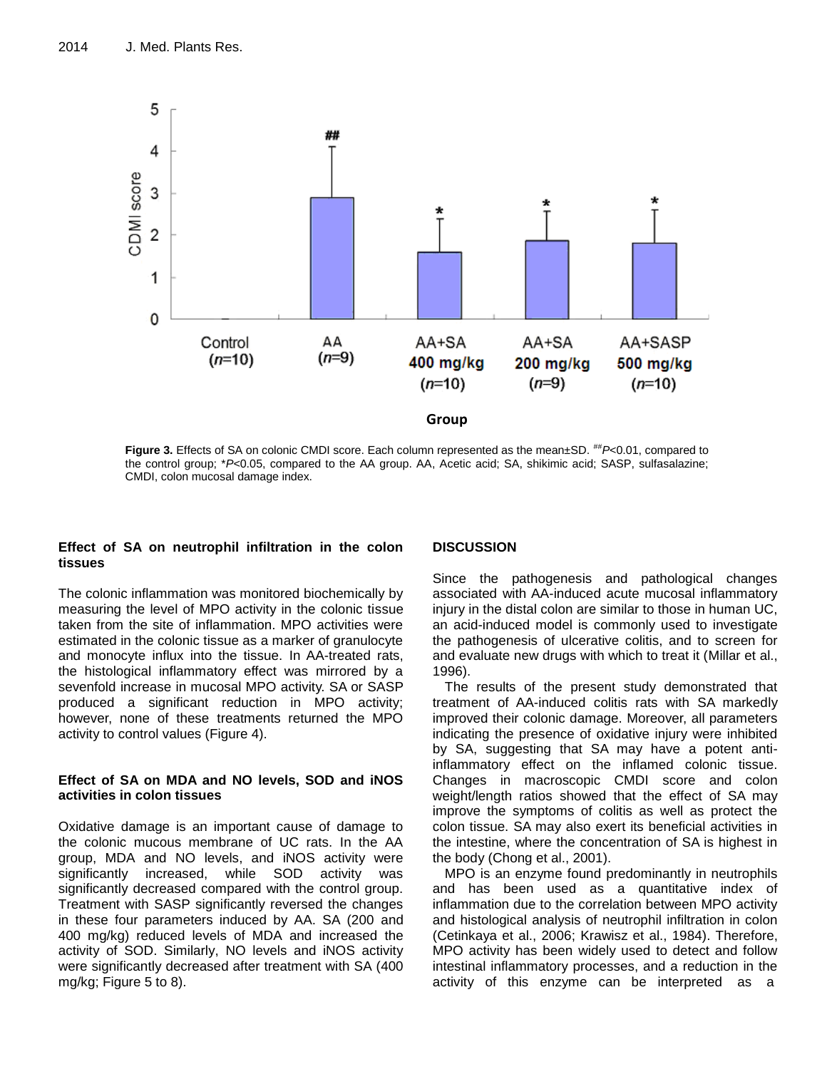**Figure 3.** Effects of SA on colonic CMDI score. Each column represented as the mean±SD. ##*P*<0.01, compared to the control group; \**P*<0.05, compared to the AA group. AA, Acetic acid; SA, shikimic acid; SASP, sulfasalazine; CMDI, colon mucosal damage index.

### Effect of SA on neutrophil infiltration in the colon tissues

The colonic inflammation was monitored biochemically by measuring the level of MPO activity in the colonic tissue taken from the site of inflammation. MPO activities were estimated in the colonic tissue as a marker of granulocyte and monocyte influx into the tissue. In AA-treated rats, the histological inflammatory effect was mirrored by a sevenfold increase in mucosal MPO activity. SA or SASP produced a significant reduction in MPO activity; however, none of these treatments returned the MPO activity to control values (Figure 4).

### Effect of SA on MDA and NO levels, SOD and iNOS activities in colon tissues

Oxidative damage is an important cause of damage to the colonic mucous membrane of UC rats. In the AA group, MDA and NO levels, and iNOS activity were significantly increased, while SOD activity was significantly decreased compared with the control group. Treatment with SASP significantly reversed the changes in these four parameters induced by AA. SA (200 and 400 mg/kg) reduced levels of MDA and increased the activity of SOD. Similarly, NO levels and iNOS activity were significantly decreased after treatment with SA (400 mg/kg; Figure 5 to 8).

## DISCUSSION

Since the pathogenesis and pathological changes associated with AA-induced acute mucosal inflammatory injury in the distal colon are similar to those in human UC, an acid-induced model is commonly used to investigate the pathogenesis of ulcerative colitis, and to screen for and evaluate new drugs with which to treat it (Millar et al., 1996).

The results of the present study demonstrated that treatment of AA-induced colitis rats with SA markedly improved their colonic damage. Moreover, all parameters indicating the presence of oxidative injury were inhibited by SA, suggesting that SA may have a potent anti-inflammatory effect on the inflamed colonic tissue. Changes in macroscopic CMDI score and colon weight/length ratios showed that the effect of SA may improve the symptoms of colitis as well as protect the colon tissue. SA may also exert its beneficial activities in the intestine, where the concentration of SA is highest in the body (Chong et al., 2001).

MPO is an enzyme found predominantly in neutrophils and has been used as a quantitative index of inflammation due to the correlation between MPO activity and histological analysis of neutrophil infiltration in colon (Cetinkaya et al., 2006; Krawisz et al., 1984). Therefore, MPO activity has been widely used to detect and follow intestinal inflammatory processes, and a reduction in the activity of this enzyme can be interpreted as a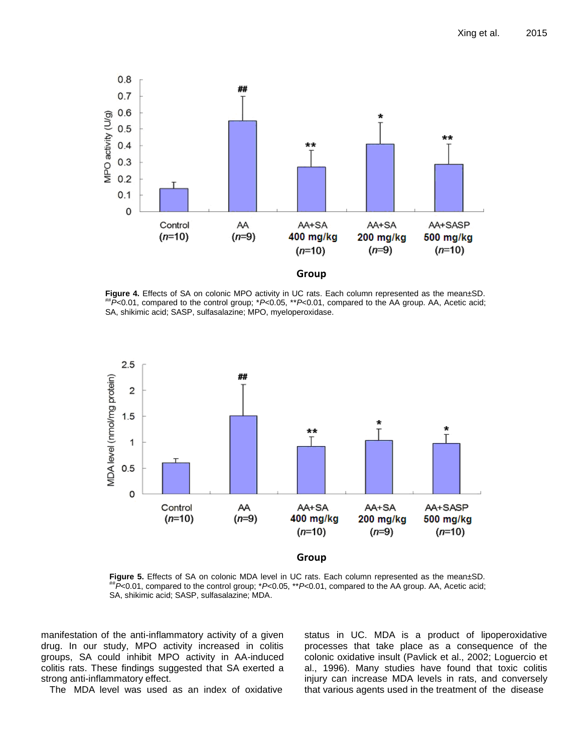**Figure 4.** Effects of SA on colonic MPO activity in UC rats. Each column represented as the mean±SD. ##*P*<0.01, compared to the control group; **P*<0.05, ***P*<0.01, compared to the AA group. AA, Acetic acid; SA, shikimic acid; SASP, sulfasalazine; MPO, myeloperoxidase.

**Figure 5.** Effects of SA on colonic MDA level in UC rats. Each column represented as the mean±SD. ##*P*<0.01, compared to the control group; **P*<0.05, ***P*<0.01, compared to the AA group. AA, Acetic acid; SA, shikimic acid; SASP, sulfasalazine; MDA.

manifestation of the anti-inflammatory activity of a given drug. In our study, MPO activity increased in colitis groups, SA could inhibit MPO activity in AA-induced colitis rats. These findings suggested that SA exerted a strong anti-inflammatory effect.

The MDA level was used as an index of oxidative status in UC. MDA is a product of lipoperoxidative processes that take place as a consequence of the colonic oxidative insult (Pavlick et al., 2002; Loguercio et al., 1996). Many studies have found that toxic colitis injury can increase MDA levels in rats, and conversely that various agents used in the treatment of the disease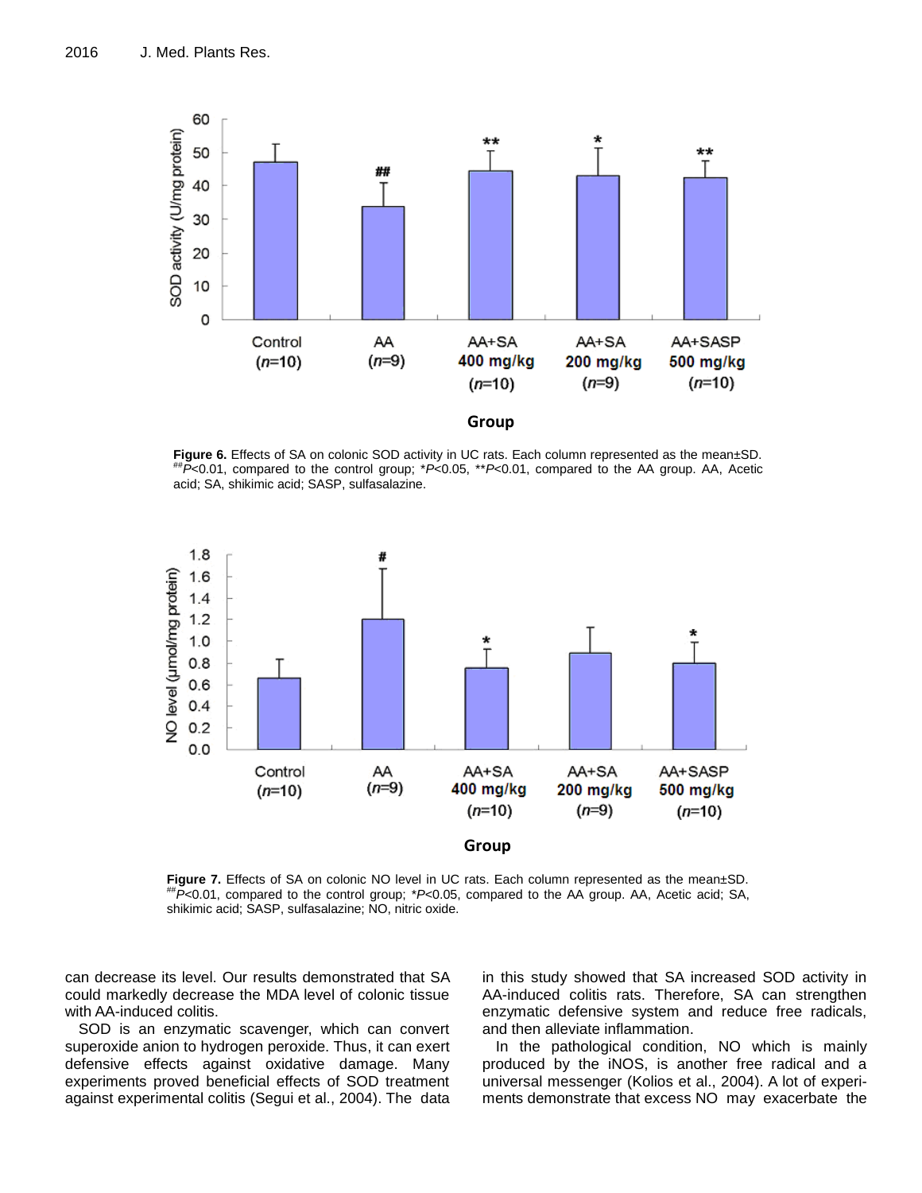**Figure 6.** Effects of SA on colonic SOD activity in UC rats. Each column represented as the mean±SD. ##*P*<0.01, compared to the control group; **P*<0.05, ***P*<0.01, compared to the AA group. AA, Acetic acid; SA, shikimic acid; SASP, sulfasalazine.

**Figure 7.** Effects of SA on colonic NO level in UC rats. Each column represented as the mean±SD. ##*P*<0.01, compared to the control group; **P*<0.05, compared to the AA group. AA, Acetic acid; SA, shikimic acid; SASP, sulfasalazine; NO, nitric oxide.

can decrease its level. Our results demonstrated that SA could markedly decrease the MDA level of colonic tissue with AA-induced colitis.

SOD is an enzymatic scavenger, which can convert superoxide anion to hydrogen peroxide. Thus, it can exert defensive effects against oxidative damage. Many experiments proved beneficial effects of SOD treatment against experimental colitis (Segui et al., 2004). The data in this study showed that SA increased SOD activity in AA-induced colitis rats. Therefore, SA can strengthen enzymatic defensive system and reduce free radicals, and then alleviate inflammation.

In the pathological condition, NO which is mainly produced by the iNOS, is another free radical and a universal messenger (Kolios et al., 2004). A lot of experiments demonstrate that excess NO may exacerbate the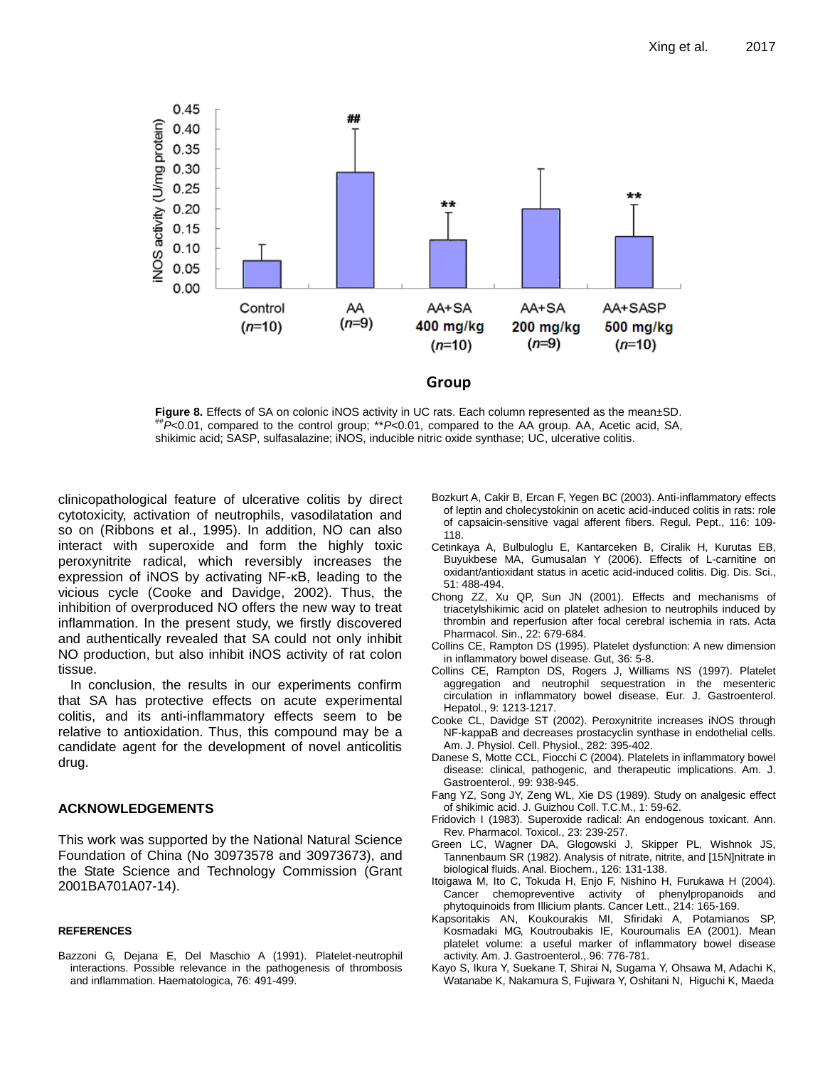Figure 8. Effects of SA on colonic iNOS activity in UC rats. Each column represented as the mean±SD. ##$P$<0.01, compared to the control group; **$P$<0.01, compared to the AA group. AA, Acetic acid, SA, shikimic acid; SASP, sulfasalazine; iNOS, inducible nitric oxide synthase; UC, ulcerative colitis.

clinicopathological feature of ulcerative colitis by direct cytotoxicity, activation of neutrophils, vasodilatation and so on (Ribbons et al., 1995). In addition, NO can also interact with superoxide and form the highly toxic peroxynitrite radical, which reversibly increases the expression of iNOS by activating NF-κB, leading to the vicious cycle (Cooke and Davidge, 2002). Thus, the inhibition of overproduced NO offers the new way to treat inflammation. In the present study, we firstly discovered and authentically revealed that SA could not only inhibit NO production, but also inhibit iNOS activity of rat colon tissue.

In conclusion, the results in our experiments confirm that SA has protective effects on acute experimental colitis, and its anti-inflammatory effects seem to be relative to antioxidation. Thus, this compound may be a candidate agent for the development of novel anticolitis drug.

## ACKNOWLEDGEMENTS

This work was supported by the National Natural Science Foundation of China (No 30973578 and 30973673), and the State Science and Technology Commission (Grant 2001BA701A07-14).

## REFERENCES

Bazzoni G, Dejana E, Del Maschio A (1991). Platelet-neutrophil interactions. Possible relevance in the pathogenesis of thrombosis and inflammation. Haematologica, 76: 491-499.

Bozkurt A, Cakir B, Ercan F, Yegen BC (2003). Anti-inflammatory effects of leptin and cholecystokinin on acetic acid-induced colitis in rats: role of capsaicin-sensitive vagal afferent fibers. Regul. Pept., 116: 109-118.

Cetinkaya A, Bulbuloglu E, Kantarceken B, Ciralik H, Kurutas EB, Buyukbese MA, Gumusalan Y (2006). Effects of L-carnitine on oxidant/antioxidant status in acetic acid-induced colitis. Dig. Dis. Sci., 51: 488-494.

Chong ZZ, Xu QP, Sun JN (2001). Effects and mechanisms of triacetylshikimic acid on platelet adhesion to neutrophils induced by thrombin and reperfusion after focal cerebral ischemia in rats. Acta Pharmacol. Sin., 22: 679-684.

Collins CE, Rampton DS (1995). Platelet dysfunction: A new dimension in inflammatory bowel disease. Gut, 36: 5-8.

Collins CE, Rampton DS, Rogers J, Williams NS (1997). Platelet aggregation and neutrophil sequestration in the mesenteric circulation in inflammatory bowel disease. Eur. J. Gastroenterol. Hepatol., 9: 1213-1217.

Cooke CL, Davidge ST (2002). Peroxynitrite increases iNOS through NF-kappaB and decreases prostacyclin synthase in endothelial cells. Am. J. Physiol. Cell. Physiol., 282: 395-402.

Danese S, Motte CCL, Fiocchi C (2004). Platelets in inflammatory bowel disease: clinical, pathogenic, and therapeutic implications. Am. J. Gastroenterol., 99: 938-945.

Fang YZ, Song JY, Zeng WL, Xie DS (1989). Study on analgesic effect of shikimic acid. J. Guizhou Coll. T.C.M., 1: 59-62.

Fridovich I (1983). Superoxide radical: An endogenous toxicant. Ann. Rev. Pharmacol. Toxicol., 23: 239-257.

Green LC, Wagner DA, Glogowski J, Skipper PL, Wishnok JS, Tannenbaum SR (1982). Analysis of nitrate, nitrite, and [15N]nitrate in biological fluids. Anal. Biochem., 126: 131-138.

Itoigawa M, Ito C, Tokuda H, Enjo F, Nishino H, Furukawa H (2004). Cancer chemopreventive activity of phenylpropanoids and phytoquinoids from Illicium plants. Cancer Lett., 214: 165-169.

Kapsoritakis AN, Koukourakis MI, Sfiridaki A, Potamianos SP, Kosmadaki MG, Koutroubakis IE, Kouroumalis EA (2001). Mean platelet volume: a useful marker of inflammatory bowel disease activity. Am. J. Gastroenterol., 96: 776-781.

Kayo S, Ikura Y, Suekane T, Shirai N, Sugama Y, Ohsawa M, Adachi K, Watanabe K, Nakamura S, Fujiwara Y, Oshitani N, Higuchi K, Maeda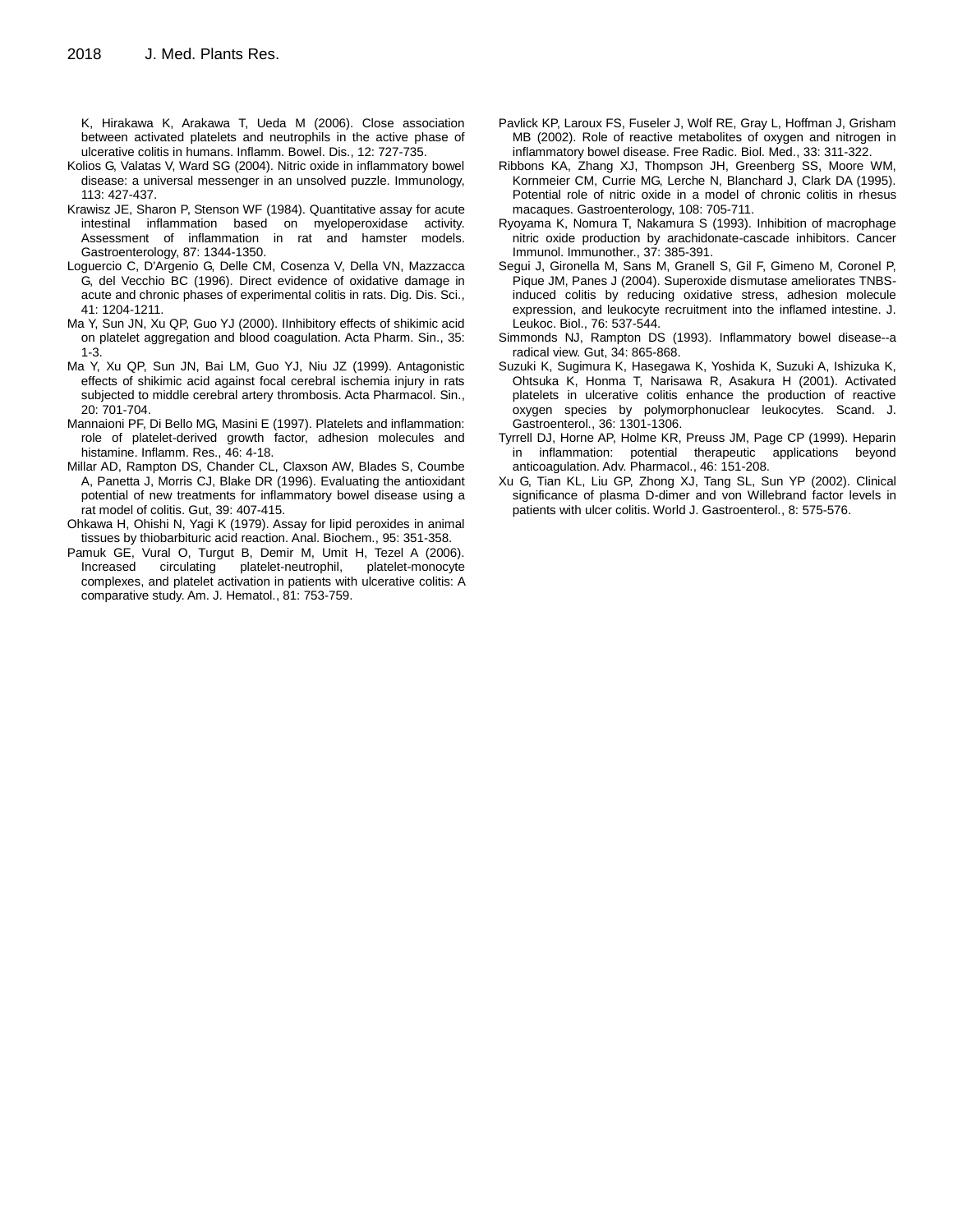K, Hirakawa K, Arakawa T, Ueda M (2006). Close association between activated platelets and neutrophils in the active phase of ulcerative colitis in humans. Inflamm. Bowel. Dis., 12: 727-735.

Kolios G, Valatas V, Ward SG (2004). Nitric oxide in inflammatory bowel disease: a universal messenger in an unsolved puzzle. Immunology, 113: 427-437.

Krawisz JE, Sharon P, Stenson WF (1984). Quantitative assay for acute intestinal inflammation based on myeloperoxidase activity. Assessment of inflammation in rat and hamster models. Gastroenterology, 87: 1344-1350.

Loguercio C, D'Argenio G, Delle CM, Cosenza V, Della VN, Mazzacca G, del Vecchio BC (1996). Direct evidence of oxidative damage in acute and chronic phases of experimental colitis in rats. Dig. Dis. Sci., 41: 1204-1211.

Ma Y, Sun JN, Xu QP, Guo YJ (2000). IInhibitory effects of shikimic acid on platelet aggregation and blood coagulation. Acta Pharm. Sin., 35: 1-3.

Ma Y, Xu QP, Sun JN, Bai LM, Guo YJ, Niu JZ (1999). Antagonistic effects of shikimic acid against focal cerebral ischemia injury in rats subjected to middle cerebral artery thrombosis. Acta Pharmacol. Sin., 20: 701-704.

Mannaioni PF, Di Bello MG, Masini E (1997). Platelets and inflammation: role of platelet-derived growth factor, adhesion molecules and histamine. Inflamm. Res., 46: 4-18.

Millar AD, Rampton DS, Chander CL, Claxson AW, Blades S, Coumbe A, Panetta J, Morris CJ, Blake DR (1996). Evaluating the antioxidant potential of new treatments for inflammatory bowel disease using a rat model of colitis. Gut, 39: 407-415.

Ohkawa H, Ohishi N, Yagi K (1979). Assay for lipid peroxides in animal tissues by thiobarbituric acid reaction. Anal. Biochem., 95: 351-358.

Pamuk GE, Vural O, Turgut B, Demir M, Umit H, Tezel A (2006). Increased circulating platelet-neutrophil, platelet-monocyte complexes, and platelet activation in patients with ulcerative colitis: A comparative study. Am. J. Hematol., 81: 753-759.

Pavlick KP, Laroux FS, Fuseler J, Wolf RE, Gray L, Hoffman J, Grisham MB (2002). Role of reactive metabolites of oxygen and nitrogen in inflammatory bowel disease. Free Radic. Biol. Med., 33: 311-322.

Ribbons KA, Zhang XJ, Thompson JH, Greenberg SS, Moore WM, Kornmeier CM, Currie MG, Lerche N, Blanchard J, Clark DA (1995). Potential role of nitric oxide in a model of chronic colitis in rhesus macaques. Gastroenterology, 108: 705-711.

Ryoyama K, Nomura T, Nakamura S (1993). Inhibition of macrophage nitric oxide production by arachidonate-cascade inhibitors. Cancer Immunol. Immunother., 37: 385-391.

Segui J, Gironella M, Sans M, Granell S, Gil F, Gimeno M, Coronel P, Pique JM, Panes J (2004). Superoxide dismutase ameliorates TNBS-induced colitis by reducing oxidative stress, adhesion molecule expression, and leukocyte recruitment into the inflamed intestine. J. Leukoc. Biol., 76: 537-544.

Simmonds NJ, Rampton DS (1993). Inflammatory bowel disease--a radical view. Gut, 34: 865-868.

Suzuki K, Sugimura K, Hasegawa K, Yoshida K, Suzuki A, Ishizuka K, Ohtsuka K, Honma T, Narisawa R, Asakura H (2001). Activated platelets in ulcerative colitis enhance the production of reactive oxygen species by polymorphonuclear leukocytes. Scand. J. Gastroenterol., 36: 1301-1306.

Tyrrell DJ, Horne AP, Holme KR, Preuss JM, Page CP (1999). Heparin in inflammation: potential therapeutic applications beyond anticoagulation. Adv. Pharmacol., 46: 151-208.

Xu G, Tian KL, Liu GP, Zhong XJ, Tang SL, Sun YP (2002). Clinical significance of plasma D-dimer and von Willebrand factor levels in patients with ulcer colitis. World J. Gastroenterol., 8: 575-576.